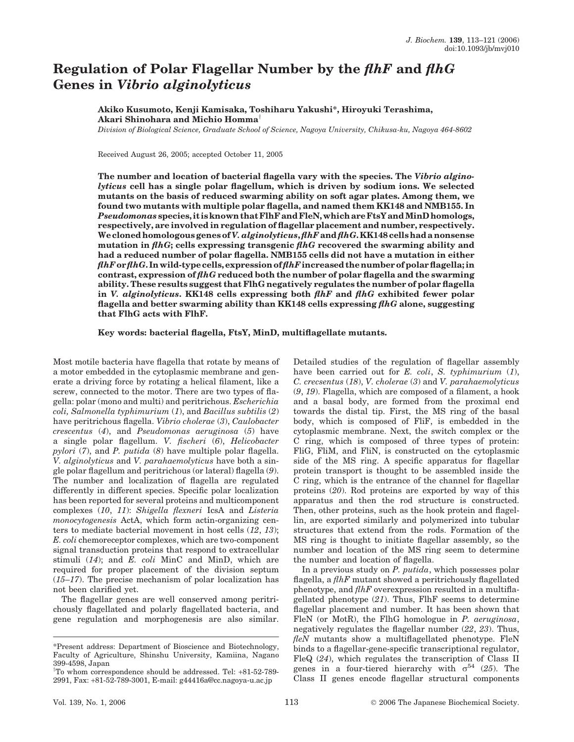# Regulation of Polar Flagellar Number by the *flhF* and *flhG* Genes in *Vibrio alginolyticus*

**Akiko Kusumoto, Kenji Kamisaka, Toshiharu Yakushi\*, Hiroyuki Terashima, Akari Shinohara and Michio Homma†**

*Division of Biological Science, Graduate School of Science, Nagoya University, Chikusa-ku, Nagoya 464-8602*

Received August 26, 2005; accepted October 11, 2005

**The number and location of bacterial flagella vary with the species. The *Vibrio alginolyticus* cell has a single polar flagellum, which is driven by sodium ions. We selected mutants on the basis of reduced swarming ability on soft agar plates. Among them, we found two mutants with multiple polar flagella, and named them KK148 and NMB155. In *Pseudomonas* species, it is known that FlhF and FleN, which are FtsY and MinD homologs, respectively, are involved in regulation of flagellar placement and number, respectively. We cloned homologous genes of *V. alginolyticus*, *flhF* and *flhG*. KK148 cells had a nonsense mutation in *flhG*; cells expressing transgenic *flhG* recovered the swarming ability and had a reduced number of polar flagella. NMB155 cells did not have a mutation in either *flhF* or *flhG*. In wild-type cells, expression of *flhF* increased the number of polar flagella; in contrast, expression of *flhG* reduced both the number of polar flagella and the swarming ability. These results suggest that FlhG negatively regulates the number of polar flagella in *V. alginolyticus*. KK148 cells expressing both *flhF* and *flhG* exhibited fewer polar flagella and better swarming ability than KK148 cells expressing *flhG* alone, suggesting that FlhG acts with FlhF.**

**Key words: bacterial flagella, FtsY, MinD, multiflagellate mutants.**

Most motile bacteria have flagella that rotate by means of a motor embedded in the cytoplasmic membrane and generate a driving force by rotating a helical filament, like a screw, connected to the motor. There are two types of flagella: polar (mono and multi) and peritrichous. *Escherichia coli, Salmonella typhimurium* (*1*), and *Bacillus subtilis* (*2*) have peritrichous flagella. *Vibrio cholerae* (*3*), *Caulobacter crescentus* (*4*), and *Pseudomonas aeruginosa* (*5*) have a single polar flagellum. *V. fischeri* (*6*), *Helicobacter pylori* (*7*), and *P. putida* (*8*) have multiple polar flagella. *V. alginolyticus* and *V. parahaemolyticus* have both a single polar flagellum and peritrichous (or lateral) flagella (*9*). The number and localization of flagella are regulated differently in different species. Specific polar localization has been reported for several proteins and multicomponent complexes (*10*, *11*): *Shigella flexneri* IcsA and *Listeria monocytogenesis* ActA, which form actin-organizing centers to mediate bacterial movement in host cells (*12*, *13*); *E. coli* chemoreceptor complexes, which are two-component signal transduction proteins that respond to extracellular stimuli (*14*); and *E. coli* MinC and MinD, which are required for proper placement of the division septum (*15–17*). The precise mechanism of polar localization has not been clarified yet.

The flagellar genes are well conserved among peritrichously flagellated and polarly flagellated bacteria, and gene regulation and morphogenesis are also similar. Detailed studies of the regulation of flagellar assembly have been carried out for *E. coli*, *S. typhimurium* (*1*), *C. crecsentus* (*18*), *V. cholerae* (*3*) and *V. parahaemolyticus* (*9*, *19*). Flagella, which are composed of a filament, a hook and a basal body, are formed from the proximal end towards the distal tip. First, the MS ring of the basal body, which is composed of FliF, is embedded in the cytoplasmic membrane. Next, the switch complex or the C ring, which is composed of three types of protein: FliG, FliM, and FliN, is constructed on the cytoplasmic side of the MS ring. A specific apparatus for flagellar protein transport is thought to be assembled inside the C ring, which is the entrance of the channel for flagellar proteins (*20*). Rod proteins are exported by way of this apparatus and then the rod structure is constructed. Then, other proteins, such as the hook protein and flagellin, are exported similarly and polymerized into tubular structures that extend from the rods. Formation of the MS ring is thought to initiate flagellar assembly, so the number and location of the MS ring seem to determine the number and location of flagella.

In a previous study on *P. putida*, which possesses polar flagella, a *flhF* mutant showed a peritrichously flagellated phenotype, and *flhF* overexpression resulted in a multiflagellated phenotype (*21*). Thus, FlhF seems to determine flagellar placement and number. It has been shown that FleN (or MotR), the FlhG homologue in *P. aeruginosa*, negatively regulates the flagellar number (*22*, *23*). Thus, *fleN* mutants show a multiflagellated phenotype. FleN binds to a flagellar-gene-specific transcriptional regulator, FleQ (*24*), which regulates the transcription of Class II genes in a four-tiered hierarchy with $\sigma^{54}$ (*25*). The Class II genes encode flagellar structural components

\*Present address: Department of Bioscience and Biotechnology, Faculty of Agriculture, Shinshu University, Kamiina, Nagano 399-4598, Japan

†To whom correspondence should be addressed. Tel: +81-52-789-2991, Fax: +81-52-789-3001, E-mail: g44416a@cc.nagoya-u.ac.jp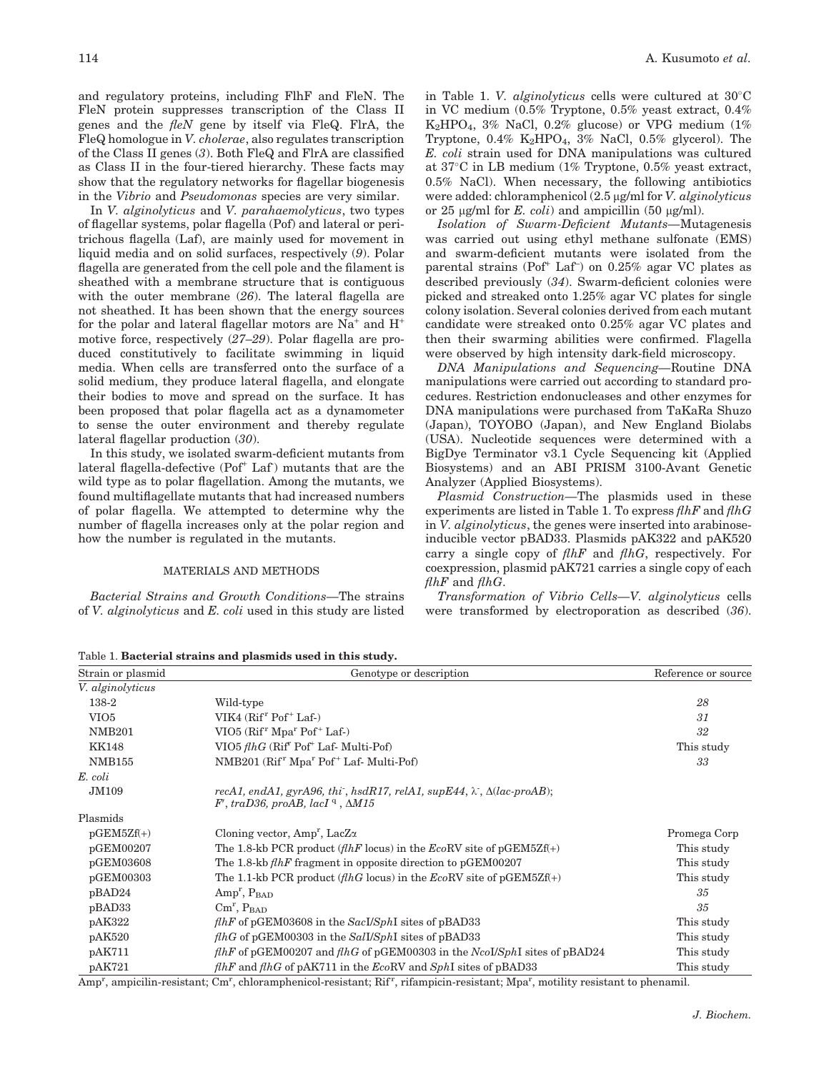and regulatory proteins, including FlhF and FleN. The FleN protein suppresses transcription of the Class II genes and the *fleN* gene by itself via FleQ. FlrA, the FleQ homologue in *V. cholerae*, also regulates transcription of the Class II genes (*3*). Both FleQ and FlrA are classified as Class II in the four-tiered hierarchy. These facts may show that the regulatory networks for flagellar biogenesis in the *Vibrio* and *Pseudomonas* species are very similar.

In *V. alginolyticus* and *V. parahaemolyticus*, two types of flagellar systems, polar flagella (Pof) and lateral or peritrichous flagella (Laf), are mainly used for movement in liquid media and on solid surfaces, respectively (*9*). Polar flagella are generated from the cell pole and the filament is sheathed with a membrane structure that is contiguous with the outer membrane (*26*). The lateral flagella are not sheathed. It has been shown that the energy sources for the polar and lateral flagellar motors are $Na^+$ and $H^+$ motive force, respectively (*27–29*). Polar flagella are produced constitutively to facilitate swimming in liquid media. When cells are transferred onto the surface of a solid medium, they produce lateral flagella, and elongate their bodies to move and spread on the surface. It has been proposed that polar flagella act as a dynamometer to sense the outer environment and thereby regulate lateral flagellar production (*30*).

In this study, we isolated swarm-deficient mutants from lateral flagella-defective (Pof$^+$ Laf$^-$) mutants that are the wild type as to polar flagellation. Among the mutants, we found multiflagellate mutants that had increased numbers of polar flagella. We attempted to determine why the number of flagella increases only at the polar region and how the number is regulated in the mutants.

## MATERIALS AND METHODS

*Bacterial Strains and Growth Conditions*—The strains of *V. alginolyticus* and *E. coli* used in this study are listed in Table 1. *V. alginolyticus* cells were cultured at 30°C in VC medium (0.5% Tryptone, 0.5% yeast extract, 0.4% $K_2HPO_4$, 3% NaCl, 0.2% glucose) or VPG medium (1% Tryptone, 0.4% $K_2HPO_4$, 3% NaCl, 0.5% glycerol). The *E. coli* strain used for DNA manipulations was cultured at 37°C in LB medium (1% Tryptone, 0.5% yeast extract, 0.5% NaCl). When necessary, the following antibiotics were added: chloramphenicol (2.5 μg/ml for *V. alginolyticus* or 25 μg/ml for *E. coli*) and ampicillin (50 μg/ml).

*Isolation of Swarm-Deficient Mutants*—Mutagenesis was carried out using ethyl methane sulfonate (EMS) and swarm-deficient mutants were isolated from the parental strains (Pof$^+$ Laf$^-$) on 0.25% agar VC plates as described previously (*34*). Swarm-deficient colonies were picked and streaked onto 1.25% agar VC plates for single colony isolation. Several colonies derived from each mutant candidate were streaked onto 0.25% agar VC plates and then their swarming abilities were confirmed. Flagella were observed by high intensity dark-field microscopy.

*DNA Manipulations and Sequencing*—Routine DNA manipulations were carried out according to standard procedures. Restriction endonucleases and other enzymes for DNA manipulations were purchased from TaKaRa Shuzo (Japan), TOYOBO (Japan), and New England Biolabs (USA). Nucleotide sequences were determined with a BigDye Terminator v3.1 Cycle Sequencing kit (Applied Biosystems) and an ABI PRISM 3100-Avant Genetic Analyzer (Applied Biosystems).

*Plasmid Construction*—The plasmids used in these experiments are listed in Table 1. To express *flhF* and *flhG* in *V. alginolyticus*, the genes were inserted into arabinose-inducible vector pBAD33. Plasmids pAK322 and pAK520 carry a single copy of *flhF* and *flhG*, respectively. For coexpression, plasmid pAK721 carries a single copy of each *flhF* and *flhG*.

*Transformation of Vibrio Cells*—*V. alginolyticus* cells were transformed by electroporation as described (*36*).

Table 1. **Bacterial strains and plasmids used in this study.**

| Strain or plasmid | Genotype or description | Reference or source |
|---|---|---|
| *V. alginolyticus* | | |
| 138-2 | Wild-type | *28* |
| VIO5 | VIK4 (Rif$^r$ Pof$^+$ Laf-) | *31* |
| NMB201 | VIO5 (Rif$^r$ Mpa$^r$ Pof$^+$ Laf-) | *32* |
| KK148 | VIO5 *flhG* (Rif$^r$ Pof$^+$ Laf- Multi-Pof) | This study |
| NMB155 | NMB201 (Rif$^r$ Mpa$^r$ Pof$^+$ Laf- Multi-Pof) | *33* |
| *E. coli* | | |
| JM109 | *recA1, endA1, gyrA96, thi$^-$, hsdR17, relA1, supE44, λ$^-$, Δ(lac-proAB); F′, traD36, proAB, lacI$^q$, ΔM15* | |
| Plasmids | | |
| pGEM5Zf(+) | Cloning vector, Amp$^r$, LacZα | Promega Corp |
| pGEM00207 | The 1.8-kb PCR product (*flhF* locus) in the *Eco*RV site of pGEM5Zf(+) | This study |
| pGEM03608 | The 1.8-kb *flhF* fragment in opposite direction to pGEM00207 | This study |
| pGEM00303 | The 1.1-kb PCR product (*flhG* locus) in the *Eco*RV site of pGEM5Zf(+) | This study |
| pBAD24 | Amp$^r$, $P_{BAD}$ | *35* |
| pBAD33 | Cm$^r$, $P_{BAD}$ | *35* |
| pAK322 | *flhF* of pGEM03608 in the *Sac*I/*Sph*I sites of pBAD33 | This study |
| pAK520 | *flhG* of pGEM00303 in the *Sal*I/*Sph*I sites of pBAD33 | This study |
| pAK711 | *flhF* of pGEM00207 and *flhG* of pGEM00303 in the *Nco*I/*Sph*I sites of pBAD24 | This study |
| pAK721 | *flhF* and *flhG* of pAK711 in the *Eco*RV and *Sph*I sites of pBAD33 | This study |

Amp$^r$, ampicilin-resistant; Cm$^r$, chloramphenicol-resistant; Rif$^r$, rifampicin-resistant; Mpa$^r$, motility resistant to phenamil.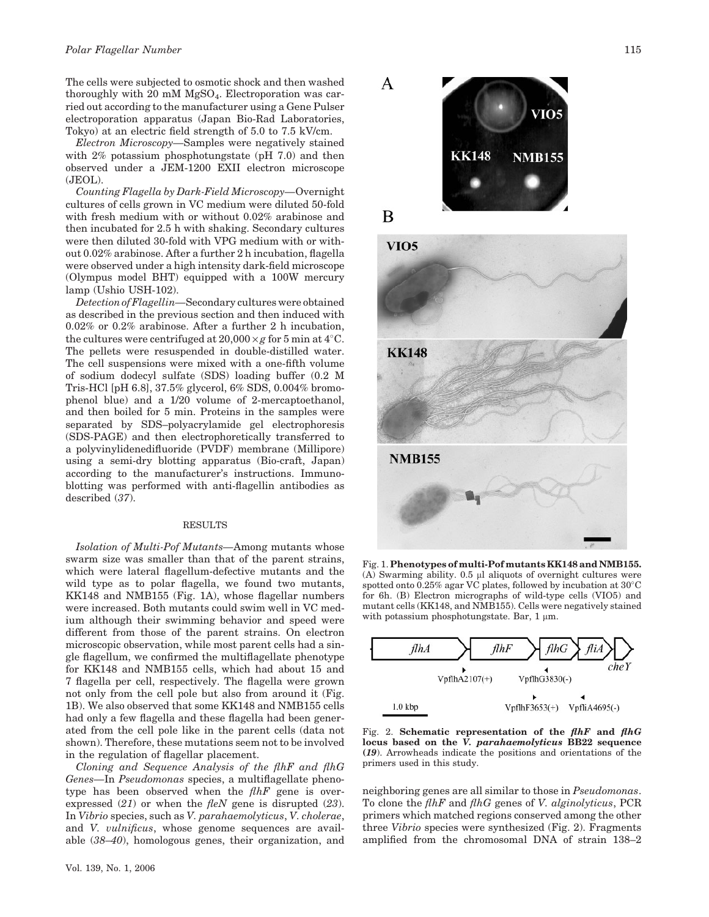The cells were subjected to osmotic shock and then washed thoroughly with 20 mM $MgSO_4$. Electroporation was carried out according to the manufacturer using a Gene Pulser electroporation apparatus (Japan Bio-Rad Laboratories, Tokyo) at an electric field strength of 5.0 to 7.5 kV/cm.

*Electron Microscopy*—Samples were negatively stained with 2% potassium phosphotungstate (pH 7.0) and then observed under a JEM-1200 EXII electron microscope (JEOL).

*Counting Flagella by Dark-Field Microscopy*—Overnight cultures of cells grown in VC medium were diluted 50-fold with fresh medium with or without 0.02% arabinose and then incubated for 2.5 h with shaking. Secondary cultures were then diluted 30-fold with VPG medium with or without 0.02% arabinose. After a further 2 h incubation, flagella were observed under a high intensity dark-field microscope (Olympus model BHT) equipped with a 100W mercury lamp (Ushio USH-102).

*Detection of Flagellin*—Secondary cultures were obtained as described in the previous section and then induced with 0.02% or 0.2% arabinose. After a further 2 h incubation, the cultures were centrifuged at $20,000 \times g$ for 5 min at 4°C. The pellets were resuspended in double-distilled water. The cell suspensions were mixed with a one-fifth volume of sodium dodecyl sulfate (SDS) loading buffer (0.2 M Tris-HCl [pH 6.8], 37.5% glycerol, 6% SDS, 0.004% bromophenol blue) and a 1/20 volume of 2-mercaptoethanol, and then boiled for 5 min. Proteins in the samples were separated by SDS–polyacrylamide gel electrophoresis (SDS-PAGE) and then electrophoretically transferred to a polyvinylidenedifluoride (PVDF) membrane (Millipore) using a semi-dry blotting apparatus (Bio-craft, Japan) according to the manufacturer's instructions. Immunoblotting was performed with anti-flagellin antibodies as described (*37*).

## RESULTS

*Isolation of Multi-Pof Mutants*—Among mutants whose swarm size was smaller than that of the parent strains, which were lateral flagellum-defective mutants and the wild type as to polar flagella, we found two mutants, KK148 and NMB155 (Fig. 1A), whose flagellar numbers were increased. Both mutants could swim well in VC medium although their swimming behavior and speed were different from those of the parent strains. On electron microscopic observation, while most parent cells had a single flagellum, we confirmed the multiflagellate phenotype for KK148 and NMB155 cells, which had about 15 and 7 flagella per cell, respectively. The flagella were grown not only from the cell pole but also from around it (Fig. 1B). We also observed that some KK148 and NMB155 cells had only a few flagella and these flagella had been generated from the cell pole like in the parent cells (data not shown). Therefore, these mutations seem not to be involved in the regulation of flagellar placement.

*Cloning and Sequence Analysis of the flhF and flhG Genes*—In *Pseudomonas* species, a multiflagellate phenotype has been observed when the *flhF* gene is overexpressed (*21*) or when the *fleN* gene is disrupted (*23*). In *Vibrio* species, such as *V. parahaemolyticus*, *V. cholerae*, and *V. vulnificus*, whose genome sequences are available (*38–40*), homologous genes, their organization, and neighboring genes are all similar to those in *Pseudomonas*. To clone the *flhF* and *flhG* genes of *V. alginolyticus*, PCR primers which matched regions conserved among the other three *Vibrio* species were synthesized (Fig. 2). Fragments amplified from the chromosomal DNA of strain 138–2

Fig. 1. **Phenotypes of multi-Pof mutants KK148 and NMB155.** (A) Swarming ability. 0.5 µl aliquots of overnight cultures were spotted onto 0.25% agar VC plates, followed by incubation at 30°C for 6h. (B) Electron micrographs of wild-type cells (VIO5) and mutant cells (KK148, and NMB155). Cells were negatively stained with potassium phosphotungstate. Bar, 1 µm.

Fig. 2. **Schematic representation of the *flhF* and *flhG* locus based on the *V. parahaemolyticus* BB22 sequence (*19*).** Arrowheads indicate the positions and orientations of the primers used in this study.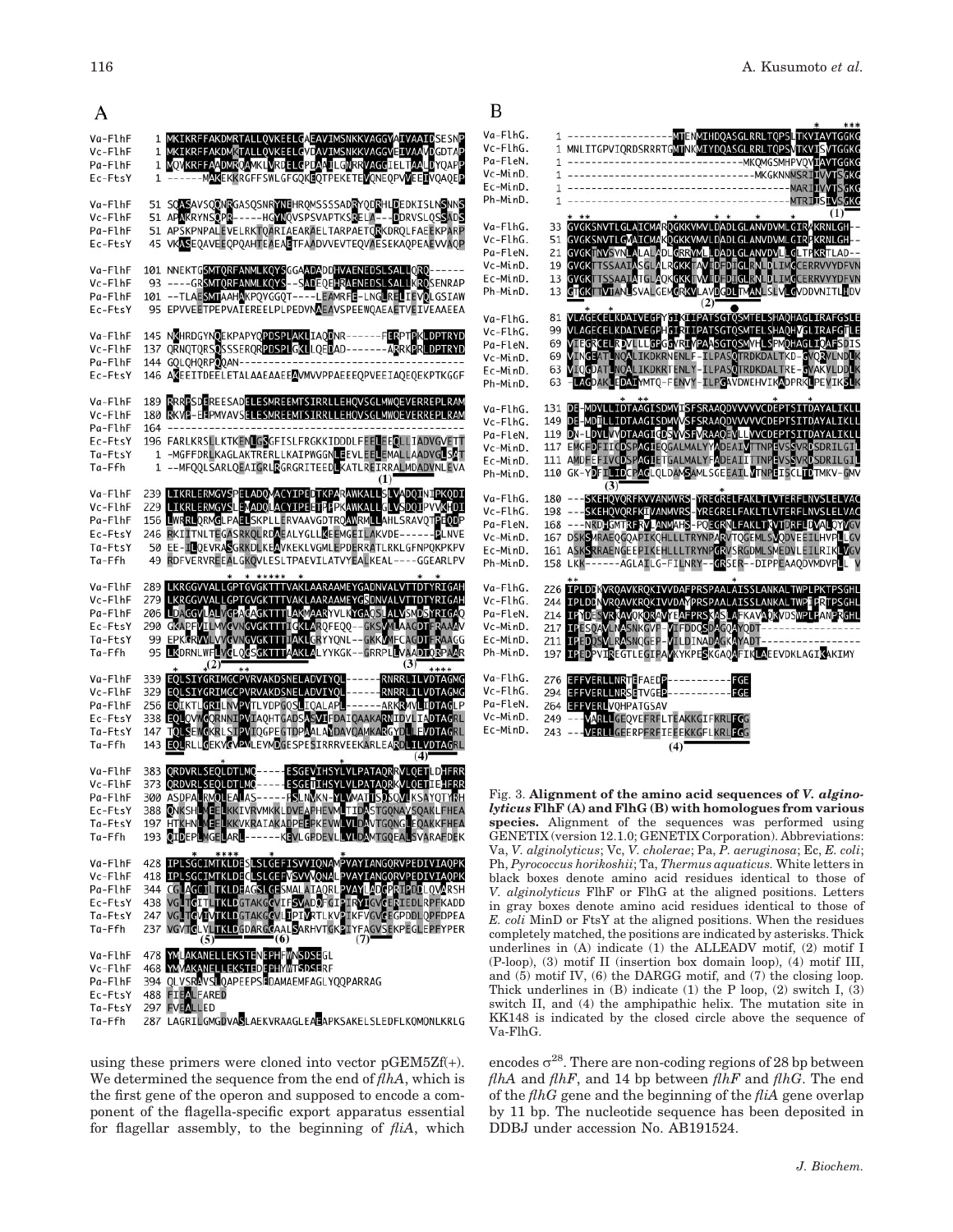Fig. 3. **Alignment of the amino acid sequences of *V. alginolyticus* FlhF (A) and FlhG (B) with homologues from various species.** Alignment of the sequences was performed using GENETIX (version 12.1.0; GENETIX Corporation). Abbreviations: Va, *V. alginolyticus*; Vc, *V. cholerae*; Pa, *P. aeruginosa*; Ec, *E. coli*; Ph, *Pyrococcus horikoshii*; Ta, *Thermus aquaticus*. White letters in black boxes denote amino acid residues identical to those of *V. alginolyticus* FlhF or FlhG at the aligned positions. Letters in gray boxes denote amino acid residues identical to those of *E. coli* MinD or FtsY at the aligned positions. When the residues completely matched, the positions are indicated by asterisks. Thick underlines in (A) indicate (1) the ALLEADV motif, (2) motif I (P-loop), (3) motif II (insertion box domain loop), (4) motif III, and (5) motif IV, (6) the DARGG motif, and (7) the closing loop. Thick underlines in (B) indicate (1) the P loop, (2) switch I, (3) switch II, and (4) the amphipathic helix. The mutation site in KK148 is indicated by the closed circle above the sequence of Va-FlhG.

using these primers were cloned into vector pGEM5Zf(+). We determined the sequence from the end of *flhA*, which is the first gene of the operon and supposed to encode a component of the flagella-specific export apparatus essential for flagellar assembly, to the beginning of *fliA*, which encodes $\sigma^{28}$. There are non-coding regions of 28 bp between *flhA* and *flhF*, and 14 bp between *flhF* and *flhG*. The end of the *flhG* gene and the beginning of the *fliA* gene overlap by 11 bp. The nucleotide sequence has been deposited in DDBJ under accession No. AB191524.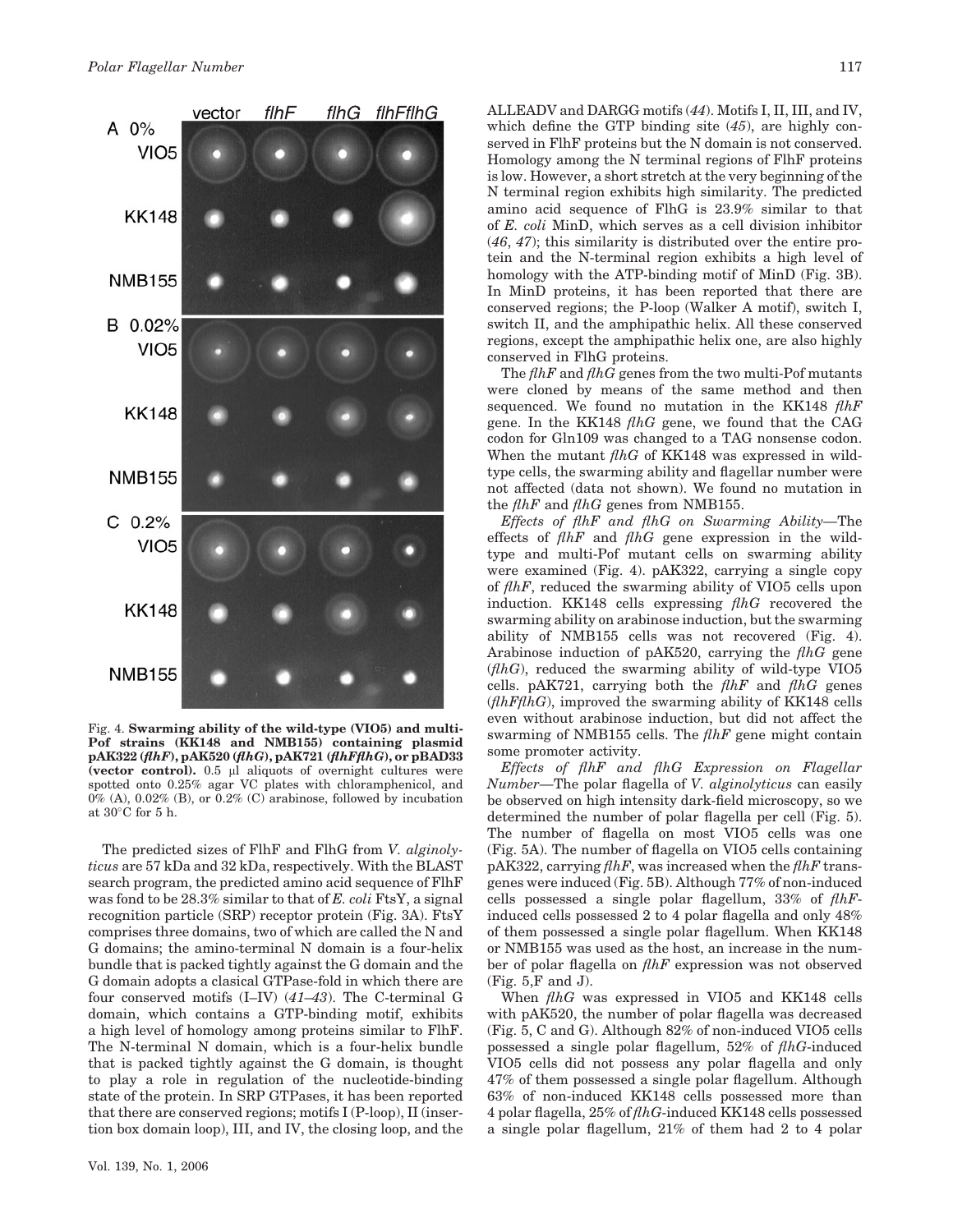Fig. 4. **Swarming ability of the wild-type (VIO5) and multi-Pof strains (KK148 and NMB155) containing plasmid pAK322 (*flhF*), pAK520 (*flhG*), pAK721 (*flhFflhG*), or pBAD33 (vector control).** 0.5 μl aliquots of overnight cultures were spotted onto 0.25% agar VC plates with chloramphenicol, and 0% (A), 0.02% (B), or 0.2% (C) arabinose, followed by incubation at 30°C for 5 h.

The predicted sizes of FlhF and FlhG from *V. alginolyticus* are 57 kDa and 32 kDa, respectively. With the BLAST search program, the predicted amino acid sequence of FlhF was fond to be 28.3% similar to that of *E. coli* FtsY, a signal recognition particle (SRP) receptor protein (Fig. 3A). FtsY comprises three domains, two of which are called the N and G domains; the amino-terminal N domain is a four-helix bundle that is packed tightly against the G domain and the G domain adopts a clasical GTPase-fold in which there are four conserved motifs (I–IV) (*41–43*). The C-terminal G domain, which contains a GTP-binding motif, exhibits a high level of homology among proteins similar to FlhF. The N-terminal N domain, which is a four-helix bundle that is packed tightly against the G domain, is thought to play a role in regulation of the nucleotide-binding state of the protein. In SRP GTPases, it has been reported that there are conserved regions; motifs I (P-loop), II (insertion box domain loop), III, and IV, the closing loop, and the ALLEADV and DARGG motifs (*44*). Motifs I, II, III, and IV, which define the GTP binding site (*45*), are highly conserved in FlhF proteins but the N domain is not conserved. Homology among the N terminal regions of FlhF proteins is low. However, a short stretch at the very beginning of the N terminal region exhibits high similarity. The predicted amino acid sequence of FlhG is 23.9% similar to that of *E. coli* MinD, which serves as a cell division inhibitor (*46*, *47*); this similarity is distributed over the entire protein and the N-terminal region exhibits a high level of homology with the ATP-binding motif of MinD (Fig. 3B). In MinD proteins, it has been reported that there are conserved regions; the P-loop (Walker A motif), switch I, switch II, and the amphipathic helix. All these conserved regions, except the amphipathic helix one, are also highly conserved in FlhG proteins.

The *flhF* and *flhG* genes from the two multi-Pof mutants were cloned by means of the same method and then sequenced. We found no mutation in the KK148 *flhF* gene. In the KK148 *flhG* gene, we found that the CAG codon for Gln109 was changed to a TAG nonsense codon. When the mutant *flhG* of KK148 was expressed in wild-type cells, the swarming ability and flagellar number were not affected (data not shown). We found no mutation in the *flhF* and *flhG* genes from NMB155.

*Effects of flhF and flhG on Swarming Ability*—The effects of *flhF* and *flhG* gene expression in the wild-type and multi-Pof mutant cells on swarming ability were examined (Fig. 4). pAK322, carrying a single copy of *flhF*, reduced the swarming ability of VIO5 cells upon induction. KK148 cells expressing *flhG* recovered the swarming ability on arabinose induction, but the swarming ability of NMB155 cells was not recovered (Fig. 4). Arabinose induction of pAK520, carrying the *flhG* gene (*flhG*), reduced the swarming ability of wild-type VIO5 cells. pAK721, carrying both the *flhF* and *flhG* genes (*flhFflhG*), improved the swarming ability of KK148 cells even without arabinose induction, but did not affect the swarming of NMB155 cells. The *flhF* gene might contain some promoter activity.

*Effects of flhF and flhG Expression on Flagellar Number*—The polar flagella of *V. alginolyticus* can easily be observed on high intensity dark-field microscopy, so we determined the number of polar flagella per cell (Fig. 5). The number of flagella on most VIO5 cells was one (Fig. 5A). The number of flagella on VIO5 cells containing pAK322, carrying *flhF*, was increased when the *flhF* transgenes were induced (Fig. 5B). Although 77% of non-induced cells possessed a single polar flagellum, 33% of *flhF*-induced cells possessed 2 to 4 polar flagella and only 48% of them possessed a single polar flagellum. When KK148 or NMB155 was used as the host, an increase in the number of polar flagella on *flhF* expression was not observed (Fig. 5,F and J).

When *flhG* was expressed in VIO5 and KK148 cells with pAK520, the number of polar flagella was decreased (Fig. 5, C and G). Although 82% of non-induced VIO5 cells possessed a single polar flagellum, 52% of *flhG*-induced VIO5 cells did not possess any polar flagella and only 47% of them possessed a single polar flagellum. Although 63% of non-induced KK148 cells possessed more than 4 polar flagella, 25% of *flhG*-induced KK148 cells possessed a single polar flagellum, 21% of them had 2 to 4 polar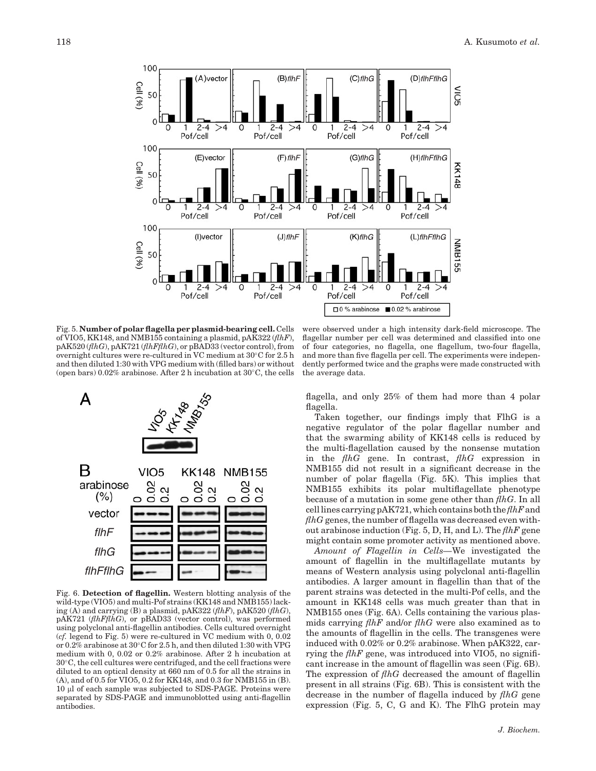Fig. 5. **Number of polar flagella per plasmid-bearing cell.** Cells of VIO5, KK148, and NMB155 containing a plasmid, pAK322 (*flhF*), pAK520 (*flhG*), pAK721 (*flhFflhG*), or pBAD33 (vector control), from overnight cultures were re-cultured in VC medium at 30°C for 2.5 h and then diluted 1:30 with VPG medium with (filled bars) or without (open bars) 0.02% arabinose. After 2 h incubation at 30°C, the cells were observed under a high intensity dark-field microscope. The flagellar number per cell was determined and classified into one of four categories, no flagella, one flagellum, two-four flagella, and more than five flagella per cell. The experiments were independently performed twice and the graphs were made constructed with the average data.

Fig. 6. **Detection of flagellin.** Western blotting analysis of the wild-type (VIO5) and multi-Pof strains (KK148 and NMB155) lacking (A) and carrying (B) a plasmid, pAK322 (*flhF*), pAK520 (*flhG*), pAK721 (*flhFflhG*), or pBAD33 (vector control), was performed using polyclonal anti-flagellin antibodies. Cells cultured overnight (*cf.* legend to Fig. 5) were re-cultured in VC medium with 0, 0.02 or 0.2% arabinose at 30°C for 2.5 h, and then diluted 1:30 with VPG medium with 0, 0.02 or 0.2% arabinose. After 2 h incubation at 30°C, the cell cultures were centrifuged, and the cell fractions were diluted to an optical density at 660 nm of 0.5 for all the strains in (A), and of 0.5 for VIO5, 0.2 for KK148, and 0.3 for NMB155 in (B). 10 μl of each sample was subjected to SDS-PAGE. Proteins were separated by SDS-PAGE and immunoblotted using anti-flagellin antibodies.

flagella, and only 25% of them had more than 4 polar flagella.

Taken together, our findings imply that FlhG is a negative regulator of the polar flagellar number and that the swarming ability of KK148 cells is reduced by the multi-flagellation caused by the nonsense mutation in the *flhG* gene. In contrast, *flhG* expression in NMB155 did not result in a significant decrease in the number of polar flagella (Fig. 5K). This implies that NMB155 exhibits its polar multiflagellate phenotype because of a mutation in some gene other than *flhG*. In all cell lines carrying pAK721, which contains both the *flhF* and *flhG* genes, the number of flagella was decreased even without arabinose induction (Fig. 5, D, H, and L). The *flhF* gene might contain some promoter activity as mentioned above.

*Amount of Flagellin in Cells*—We investigated the amount of flagellin in the multiflagellate mutants by means of Western analysis using polyclonal anti-flagellin antibodies. A larger amount in flagellin than that of the parent strains was detected in the multi-Pof cells, and the amount in KK148 cells was much greater than that in NMB155 ones (Fig. 6A). Cells containing the various plasmids carrying *flhF* and/or *flhG* were also examined as to the amounts of flagellin in the cells. The transgenes were induced with 0.02% or 0.2% arabinose. When pAK322, carrying the *flhF* gene, was introduced into VIO5, no significant increase in the amount of flagellin was seen (Fig. 6B). The expression of *flhG* decreased the amount of flagellin present in all strains (Fig. 6B). This is consistent with the decrease in the number of flagella induced by *flhG* gene expression (Fig. 5, C, G and K). The FlhG protein may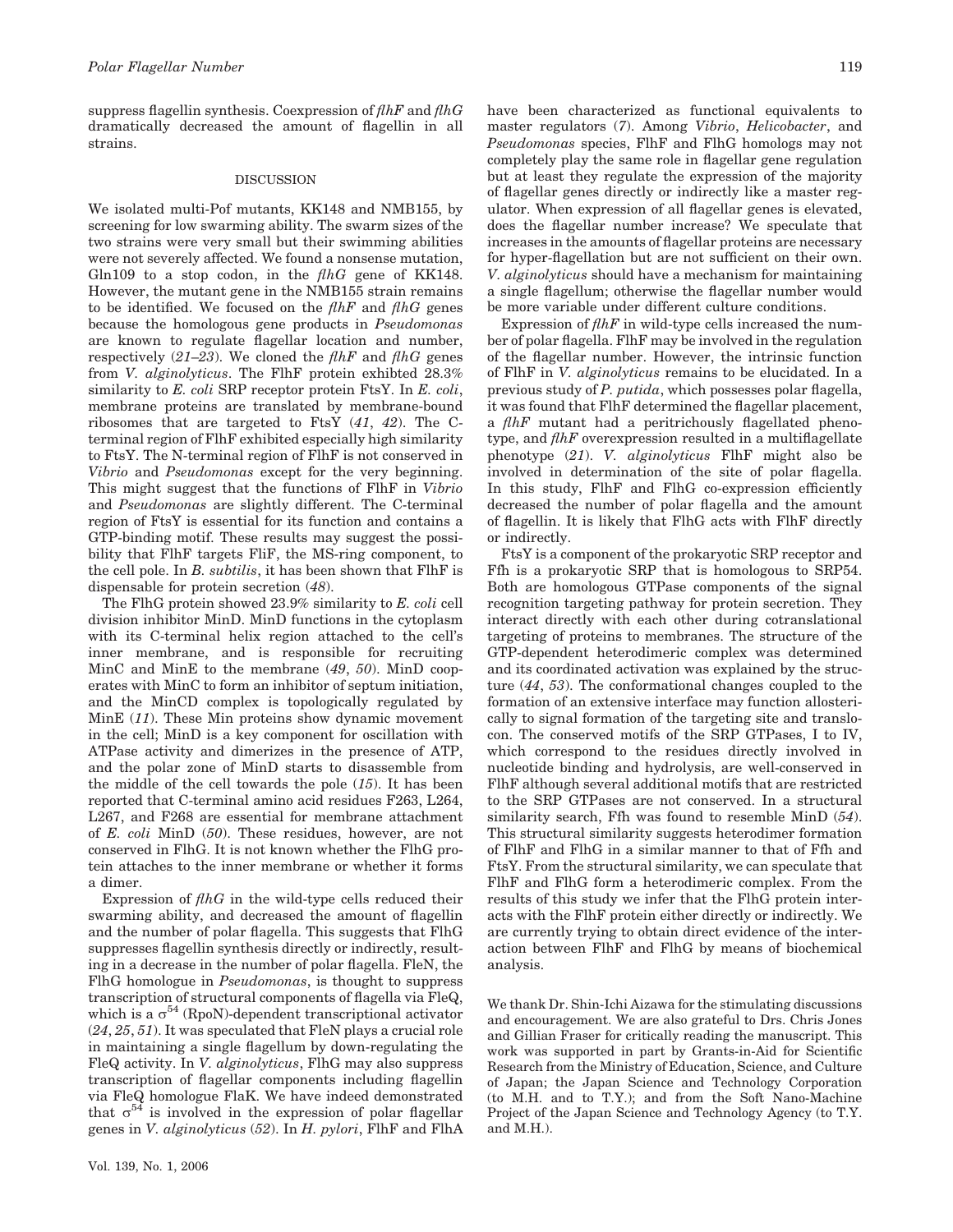suppress flagellin synthesis. Coexpression of *flhF* and *flhG* dramatically decreased the amount of flagellin in all strains.

## DISCUSSION

We isolated multi-Pof mutants, KK148 and NMB155, by screening for low swarming ability. The swarm sizes of the two strains were very small but their swimming abilities were not severely affected. We found a nonsense mutation, Gln109 to a stop codon, in the *flhG* gene of KK148. However, the mutant gene in the NMB155 strain remains to be identified. We focused on the *flhF* and *flhG* genes because the homologous gene products in *Pseudomonas* are known to regulate flagellar location and number, respectively (*21–23*). We cloned the *flhF* and *flhG* genes from *V. alginolyticus*. The FlhF protein exhibited 28.3% similarity to *E. coli* SRP receptor protein FtsY. In *E. coli*, membrane proteins are translated by membrane-bound ribosomes that are targeted to FtsY (*41*, *42*). The C-terminal region of FlhF exhibited especially high similarity to FtsY. The N-terminal region of FlhF is not conserved in *Vibrio* and *Pseudomonas* except for the very beginning. This might suggest that the functions of FlhF in *Vibrio* and *Pseudomonas* are slightly different. The C-terminal region of FtsY is essential for its function and contains a GTP-binding motif. These results may suggest the possibility that FlhF targets FliF, the MS-ring component, to the cell pole. In *B. subtilis*, it has been shown that FlhF is dispensable for protein secretion (*48*).

The FlhG protein showed 23.9% similarity to *E. coli* cell division inhibitor MinD. MinD functions in the cytoplasm with its C-terminal helix region attached to the cell's inner membrane, and is responsible for recruiting MinC and MinE to the membrane (*49*, *50*). MinD cooperates with MinC to form an inhibitor of septum initiation, and the MinCD complex is topologically regulated by MinE (*11*). These Min proteins show dynamic movement in the cell; MinD is a key component for oscillation with ATPase activity and dimerizes in the presence of ATP, and the polar zone of MinD starts to disassemble from the middle of the cell towards the pole (*15*). It has been reported that C-terminal amino acid residues F263, L264, L267, and F268 are essential for membrane attachment of *E. coli* MinD (*50*). These residues, however, are not conserved in FlhG. It is not known whether the FlhG protein attaches to the inner membrane or whether it forms a dimer.

Expression of *flhG* in the wild-type cells reduced their swarming ability, and decreased the amount of flagellin and the number of polar flagella. This suggests that FlhG suppresses flagellin synthesis directly or indirectly, resulting in a decrease in the number of polar flagella. FleN, the FlhG homologue in *Pseudomonas*, is thought to suppress transcription of structural components of flagella via FleQ, which is a $\sigma^{54}$ (RpoN)-dependent transcriptional activator (*24*, *25*, *51*). It was speculated that FleN plays a crucial role in maintaining a single flagellum by down-regulating the FleQ activity. In *V. alginolyticus*, FlhG may also suppress transcription of flagellar components including flagellin via FleQ homologue FlaK. We have indeed demonstrated that $\sigma^{54}$ is involved in the expression of polar flagellar genes in *V. alginolyticus* (*52*). In *H. pylori*, FlhF and FlhA have been characterized as functional equivalents to master regulators (*7*). Among *Vibrio*, *Helicobacter*, and *Pseudomonas* species, FlhF and FlhG homologs may not completely play the same role in flagellar gene regulation but at least they regulate the expression of the majority of flagellar genes directly or indirectly like a master regulator. When expression of all flagellar genes is elevated, does the flagellar number increase? We speculate that increases in the amounts of flagellar proteins are necessary for hyper-flagellation but are not sufficient on their own. *V. alginolyticus* should have a mechanism for maintaining a single flagellum; otherwise the flagellar number would be more variable under different culture conditions.

Expression of *flhF* in wild-type cells increased the number of polar flagella. FlhF may be involved in the regulation of the flagellar number. However, the intrinsic function of FlhF in *V. alginolyticus* remains to be elucidated. In a previous study of *P. putida*, which possesses polar flagella, it was found that FlhF determined the flagellar placement, a *flhF* mutant had a peritrichously flagellated phenotype, and *flhF* overexpression resulted in a multiflagellate phenotype (*21*). *V. alginolyticus* FlhF might also be involved in determination of the site of polar flagella. In this study, FlhF and FlhG co-expression efficiently decreased the number of polar flagella and the amount of flagellin. It is likely that FlhG acts with FlhF directly or indirectly.

FtsY is a component of the prokaryotic SRP receptor and Ffh is a prokaryotic SRP that is homologous to SRP54. Both are homologous GTPase components of the signal recognition targeting pathway for protein secretion. They interact directly with each other during cotranslational targeting of proteins to membranes. The structure of the GTP-dependent heterodimeric complex was determined and its coordinated activation was explained by the structure (*44*, *53*). The conformational changes coupled to the formation of an extensive interface may function allosterically to signal formation of the targeting site and translocon. The conserved motifs of the SRP GTPases, I to IV, which correspond to the residues directly involved in nucleotide binding and hydrolysis, are well-conserved in FlhF although several additional motifs that are restricted to the SRP GTPases are not conserved. In a structural similarity search, Ffh was found to resemble MinD (*54*). This structural similarity suggests heterodimer formation of FlhF and FlhG in a similar manner to that of Ffh and FtsY. From the structural similarity, we can speculate that FlhF and FlhG form a heterodimeric complex. From the results of this study we infer that the FlhG protein interacts with the FlhF protein either directly or indirectly. We are currently trying to obtain direct evidence of the interaction between FlhF and FlhG by means of biochemical analysis.

We thank Dr. Shin-Ichi Aizawa for the stimulating discussions and encouragement. We are also grateful to Drs. Chris Jones and Gillian Fraser for critically reading the manuscript. This work was supported in part by Grants-in-Aid for Scientific Research from the Ministry of Education, Science, and Culture of Japan; the Japan Science and Technology Corporation (to M.H. and to T.Y.); and from the Soft Nano-Machine Project of the Japan Science and Technology Agency (to T.Y. and M.H.).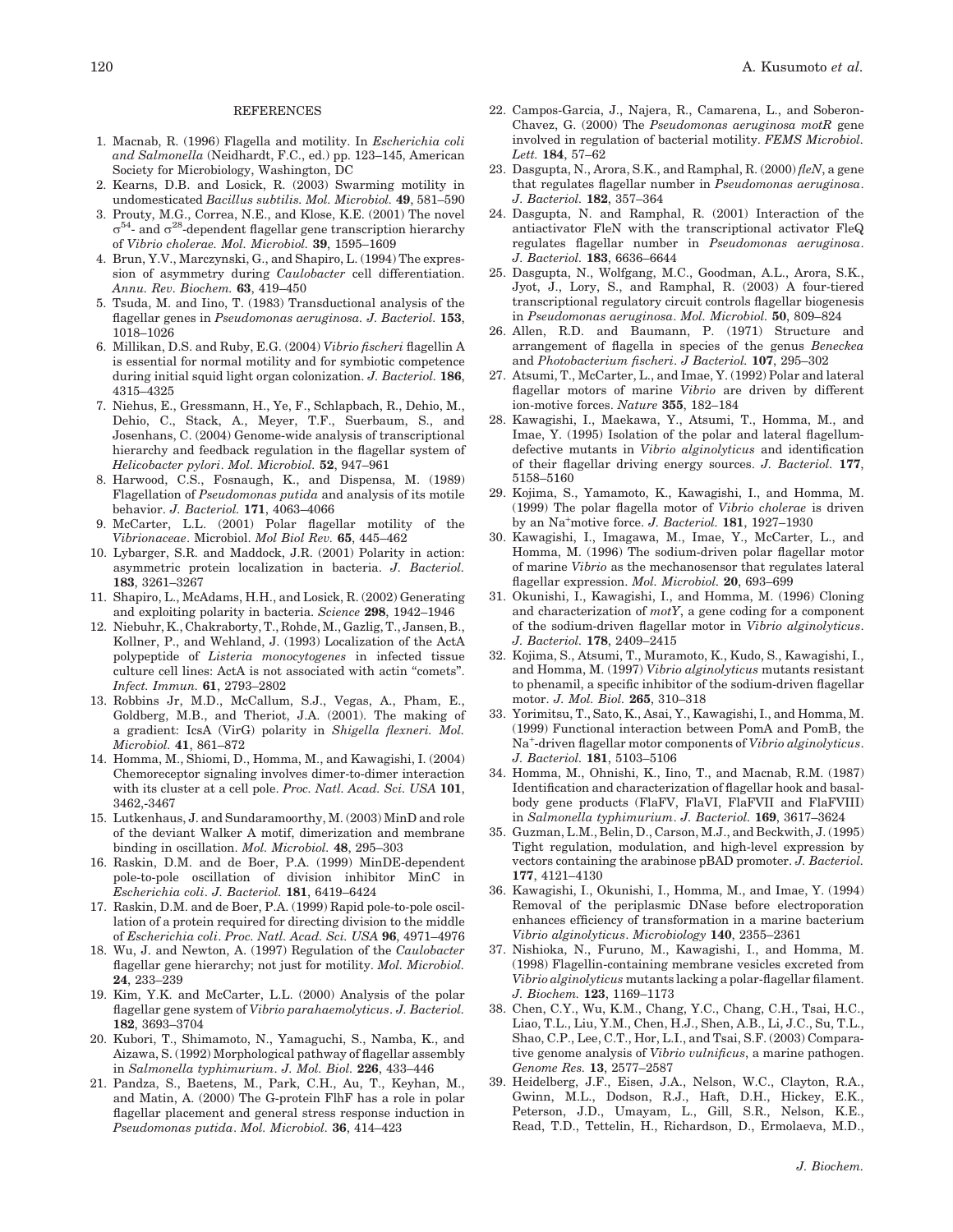## REFERENCES

1. Macnab, R. (1996) Flagella and motility. In *Escherichia coli and Salmonella* (Neidhardt, F.C., ed.) pp. 123–145, American Society for Microbiology, Washington, DC
2. Kearns, D.B. and Losick, R. (2003) Swarming motility in undomesticated *Bacillus subtilis*. *Mol. Microbiol.* **49**, 581–590
3. Prouty, M.G., Correa, N.E., and Klose, K.E. (2001) The novel $\sigma^{54}$- and $\sigma^{28}$-dependent flagellar gene transcription hierarchy of *Vibrio cholerae*. *Mol. Microbiol.* **39**, 1595–1609
4. Brun, Y.V., Marczynski, G., and Shapiro, L. (1994) The expression of asymmetry during *Caulobacter* cell differentiation. *Annu. Rev. Biochem.* **63**, 419–450
5. Tsuda, M. and Iino, T. (1983) Transductional analysis of the flagellar genes in *Pseudomonas aeruginosa*. *J. Bacteriol.* **153**, 1018–1026
6. Millikan, D.S. and Ruby, E.G. (2004) *Vibrio fischeri* flagellin A is essential for normal motility and for symbiotic competence during initial squid light organ colonization. *J. Bacteriol.* **186**, 4315–4325
7. Niehus, E., Gressmann, H., Ye, F., Schlapbach, R., Dehio, M., Dehio, C., Stack, A., Meyer, T.F., Suerbaum, S., and Josenhans, C. (2004) Genome-wide analysis of transcriptional hierarchy and feedback regulation in the flagellar system of *Helicobacter pylori*. *Mol. Microbiol.* **52**, 947–961
8. Harwood, C.S., Fosnaugh, K., and Dispensa, M. (1989) Flagellation of *Pseudomonas putida* and analysis of its motile behavior. *J. Bacteriol.* **171**, 4063–4066
9. McCarter, L.L. (2001) Polar flagellar motility of the *Vibrionaceae*. Microbiol. *Mol Biol Rev.* **65**, 445–462
10. Lybarger, S.R. and Maddock, J.R. (2001) Polarity in action: asymmetric protein localization in bacteria. *J. Bacteriol.* **183**, 3261–3267
11. Shapiro, L., McAdams, H.H., and Losick, R. (2002) Generating and exploiting polarity in bacteria. *Science* **298**, 1942–1946
12. Niebuhr, K., Chakraborty, T., Rohde, M., Gazlig, T., Jansen, B., Kollner, P., and Wehland, J. (1993) Localization of the ActA polypeptide of *Listeria monocytogenes* in infected tissue culture cell lines: ActA is not associated with actin "comets". *Infect. Immun.* **61**, 2793–2802
13. Robbins Jr, M.D., McCallum, S.J., Vegas, A., Pham, E., Goldberg, M.B., and Theriot, J.A. (2001). The making of a gradient: IcsA (VirG) polarity in *Shigella flexneri*. *Mol. Microbiol.* **41**, 861–872
14. Homma, M., Shiomi, D., Homma, M., and Kawagishi, I. (2004) Chemoreceptor signaling involves dimer-to-dimer interaction with its cluster at a cell pole. *Proc. Natl. Acad. Sci. USA* **101**, 3462,-3467
15. Lutkenhaus, J. and Sundaramoorthy, M. (2003) MinD and role of the deviant Walker A motif, dimerization and membrane binding in oscillation. *Mol. Microbiol.* **48**, 295–303
16. Raskin, D.M. and de Boer, P.A. (1999) MinDE-dependent pole-to-pole oscillation of division inhibitor MinC in *Escherichia coli*. *J. Bacteriol.* **181**, 6419–6424
17. Raskin, D.M. and de Boer, P.A. (1999) Rapid pole-to-pole oscillation of a protein required for directing division to the middle of *Escherichia coli*. *Proc. Natl. Acad. Sci. USA* **96**, 4971–4976
18. Wu, J. and Newton, A. (1997) Regulation of the *Caulobacter* flagellar gene hierarchy; not just for motility. *Mol. Microbiol.* **24**, 233–239
19. Kim, Y.K. and McCarter, L.L. (2000) Analysis of the polar flagellar gene system of *Vibrio parahaemolyticus*. *J. Bacteriol.* **182**, 3693–3704
20. Kubori, T., Shimamoto, N., Yamaguchi, S., Namba, K., and Aizawa, S. (1992) Morphological pathway of flagellar assembly in *Salmonella typhimurium*. *J. Mol. Biol.* **226**, 433–446
21. Pandza, S., Baetens, M., Park, C.H., Au, T., Keyhan, M., and Matin, A. (2000) The G-protein FlhF has a role in polar flagellar placement and general stress response induction in *Pseudomonas putida*. *Mol. Microbiol.* **36**, 414–423
22. Campos-Garcia, J., Najera, R., Camarena, L., and Soberon-Chavez, G. (2000) The *Pseudomonas aeruginosa motR* gene involved in regulation of bacterial motility. *FEMS Microbiol. Lett.* **184**, 57–62
23. Dasgupta, N., Arora, S.K., and Ramphal, R. (2000) *fleN*, a gene that regulates flagellar number in *Pseudomonas aeruginosa*. *J. Bacteriol.* **182**, 357–364
24. Dasgupta, N. and Ramphal, R. (2001) Interaction of the antiactivator FleN with the transcriptional activator FleQ regulates flagellar number in *Pseudomonas aeruginosa*. *J. Bacteriol.* **183**, 6636–6644
25. Dasgupta, N., Wolfgang, M.C., Goodman, A.L., Arora, S.K., Jyot, J., Lory, S., and Ramphal, R. (2003) A four-tiered transcriptional regulatory circuit controls flagellar biogenesis in *Pseudomonas aeruginosa*. *Mol. Microbiol.* **50**, 809–824
26. Allen, R.D. and Baumann, P. (1971) Structure and arrangement of flagella in species of the genus *Beneckea* and *Photobacterium fischeri*. *J Bacteriol.* **107**, 295–302
27. Atsumi, T., McCarter, L., and Imae, Y. (1992) Polar and lateral flagellar motors of marine *Vibrio* are driven by different ion-motive forces. *Nature* **355**, 182–184
28. Kawagishi, I., Maekawa, Y., Atsumi, T., Homma, M., and Imae, Y. (1995) Isolation of the polar and lateral flagellum-defective mutants in *Vibrio alginolyticus* and identification of their flagellar driving energy sources. *J. Bacteriol.* **177**, 5158–5160
29. Kojima, S., Yamamoto, K., Kawagishi, I., and Homma, M. (1999) The polar flagella motor of *Vibrio cholerae* is driven by an $Na^{+}$motive force. *J. Bacteriol.* **181**, 1927–1930
30. Kawagishi, I., Imagawa, M., Imae, Y., McCarter, L., and Homma, M. (1996) The sodium-driven polar flagellar motor of marine *Vibrio* as the mechanosensor that regulates lateral flagellar expression. *Mol. Microbiol.* **20**, 693–699
31. Okunishi, I., Kawagishi, I., and Homma, M. (1996) Cloning and characterization of *motY*, a gene coding for a component of the sodium-driven flagellar motor in *Vibrio alginolyticus*. *J. Bacteriol.* **178**, 2409–2415
32. Kojima, S., Atsumi, T., Muramoto, K., Kudo, S., Kawagishi, I., and Homma, M. (1997) *Vibrio alginolyticus* mutants resistant to phenamil, a specific inhibitor of the sodium-driven flagellar motor. *J. Mol. Biol.* **265**, 310–318
33. Yorimitsu, T., Sato, K., Asai, Y., Kawagishi, I., and Homma, M. (1999) Functional interaction between PomA and PomB, the $Na^{+}$-driven flagellar motor components of *Vibrio alginolyticus*. *J. Bacteriol.* **181**, 5103–5106
34. Homma, M., Ohnishi, K., Iino, T., and Macnab, R.M. (1987) Identification and characterization of flagellar hook and basal-body gene products (FlaFV, FlaVI, FlaFVII and FlaFVIII) in *Salmonella typhimurium*. *J. Bacteriol.* **169**, 3617–3624
35. Guzman, L.M., Belin, D., Carson, M.J., and Beckwith, J. (1995) Tight regulation, modulation, and high-level expression by vectors containing the arabinose pBAD promoter. *J. Bacteriol.* **177**, 4121–4130
36. Kawagishi, I., Okunishi, I., Homma, M., and Imae, Y. (1994) Removal of the periplasmic DNase before electroporation enhances efficiency of transformation in a marine bacterium *Vibrio alginolyticus*. *Microbiology* **140**, 2355–2361
37. Nishioka, N., Furuno, M., Kawagishi, I., and Homma, M. (1998) Flagellin-containing membrane vesicles excreted from *Vibrio alginolyticus* mutants lacking a polar-flagellar filament. *J. Biochem.* **123**, 1169–1173
38. Chen, C.Y., Wu, K.M., Chang, Y.C., Chang, C.H., Tsai, H.C., Liao, T.L., Liu, Y.M., Chen, H.J., Shen, A.B., Li, J.C., Su, T.L., Shao, C.P., Lee, C.T., Hor, L.I., and Tsai, S.F. (2003) Comparative genome analysis of *Vibrio vulnificus*, a marine pathogen. *Genome Res.* **13**, 2577–2587
39. Heidelberg, J.F., Eisen, J.A., Nelson, W.C., Clayton, R.A., Gwinn, M.L., Dodson, R.J., Haft, D.H., Hickey, E.K., Peterson, J.D., Umayam, L., Gill, S.R., Nelson, K.E., Read, T.D., Tettelin, H., Richardson, D., Ermolaeva, M.D.,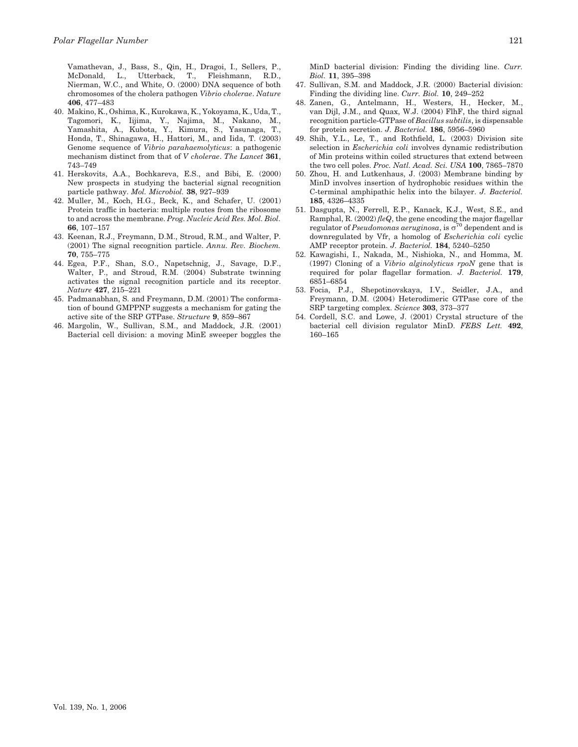Vamathevan, J., Bass, S., Qin, H., Dragoi, I., Sellers, P., McDonald, L., Utterback, T., Fleishmann, R.D., Nierman, W.C., and White, O. (2000) DNA sequence of both chromosomes of the cholera pathogen *Vibrio cholerae*. *Nature* **406**, 477–483

40. Makino, K., Oshima, K., Kurokawa, K., Yokoyama, K., Uda, T., Tagomori, K., Iijima, Y., Najima, M., Nakano, M., Yamashita, A., Kubota, Y., Kimura, S., Yasunaga, T., Honda, T., Shinagawa, H., Hattori, M., and Iida, T. (2003) Genome sequence of *Vibrio parahaemolyticus*: a pathogenic mechanism distinct from that of *V cholerae*. *The Lancet* **361**, 743–749
41. Herskovits, A.A., Bochkareva, E.S., and Bibi, E. (2000) New prospects in studying the bacterial signal recognition particle pathway. *Mol. Microbiol.* **38**, 927–939
42. Muller, M., Koch, H.G., Beck, K., and Schafer, U. (2001) Protein traffic in bacteria: multiple routes from the ribosome to and across the membrane. *Prog. Nucleic Acid Res. Mol. Biol.* **66**, 107–157
43. Keenan, R.J., Freymann, D.M., Stroud, R.M., and Walter, P. (2001) The signal recognition particle. *Annu. Rev. Biochem.* **70**, 755–775
44. Egea, P.F., Shan, S.O., Napetschnig, J., Savage, D.F., Walter, P., and Stroud, R.M. (2004) Substrate twinning activates the signal recognition particle and its receptor. *Nature* **427**, 215–221
45. Padmanabhan, S. and Freymann, D.M. (2001) The conformation of bound GMPPNP suggests a mechanism for gating the active site of the SRP GTPase. *Structure* **9**, 859–867
46. Margolin, W., Sullivan, S.M., and Maddock, J.R. (2001) Bacterial cell division: a moving MinE sweeper boggles the MinD bacterial division: Finding the dividing line. *Curr. Biol.* **11**, 395–398
47. Sullivan, S.M. and Maddock, J.R. (2000) Bacterial division: Finding the dividing line. *Curr. Biol.* **10**, 249–252
48. Zanen, G., Antelmann, H., Westers, H., Hecker, M., van Dijl, J.M., and Quax, W.J. (2004) FlhF, the third signal recognition particle-GTPase of *Bacillus subtilis*, is dispensable for protein secretion. *J. Bacteriol.* **186**, 5956–5960
49. Shih, Y.L., Le, T., and Rothfield, L. (2003) Division site selection in *Escherichia coli* involves dynamic redistribution of Min proteins within coiled structures that extend between the two cell poles. *Proc. Natl. Acad. Sci. USA* **100**, 7865–7870
50. Zhou, H. and Lutkenhaus, J. (2003) Membrane binding by MinD involves insertion of hydrophobic residues within the C-terminal amphipathic helix into the bilayer. *J. Bacteriol.* **185**, 4326–4335
51. Dasgupta, N., Ferrell, E.P., Kanack, K.J., West, S.E., and Ramphal, R. (2002) *fleQ*, the gene encoding the major flagellar regulator of *Pseudomonas aeruginosa*, is $\sigma^{70}$ dependent and is downregulated by Vfr, a homolog of *Escherichia coli* cyclic AMP receptor protein. *J. Bacteriol.* **184**, 5240–5250
52. Kawagishi, I., Nakada, M., Nishioka, N., and Homma, M. (1997) Cloning of a *Vibrio alginolyticus rpoN* gene that is required for polar flagellar formation. *J. Bacteriol.* **179**, 6851–6854
53. Focia, P.J., Shepotinovskaya, I.V., Seidler, J.A., and Freymann, D.M. (2004) Heterodimeric GTPase core of the SRP targeting complex. *Science* **303**, 373–377
54. Cordell, S.C. and Lowe, J. (2001) Crystal structure of the bacterial cell division regulator MinD. *FEBS Lett.* **492**, 160–165